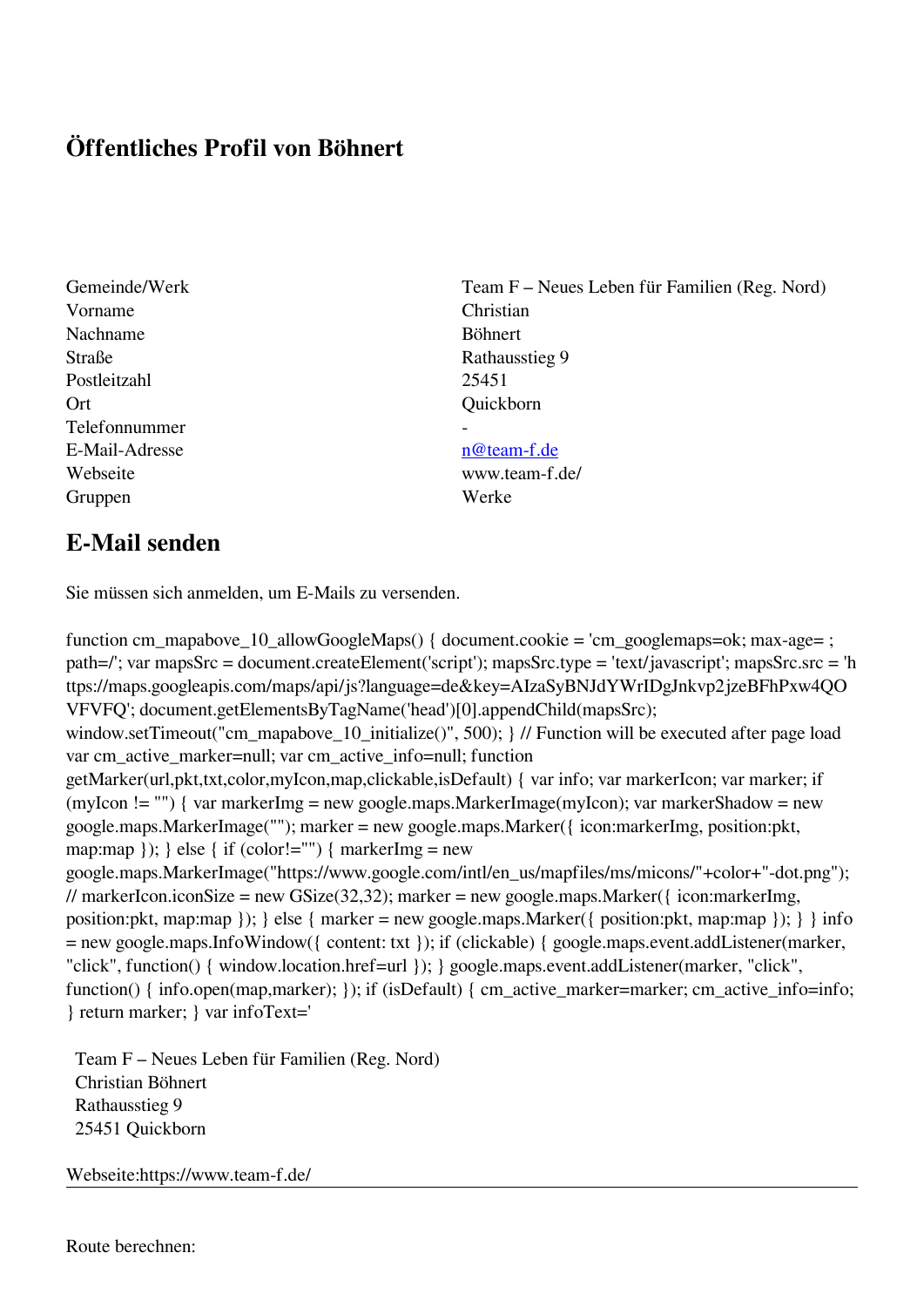# Öffentliches Profil von Böhnert

| | |
|---|---|
| Gemeinde/Werk | Team F – Neues Leben für Familien (Reg. Nord) |
| Vorname | Christian |
| Nachname | Böhnert |
| Straße | Rathausstieg 9 |
| Postleitzahl | 25451 |
| Ort | Quickborn |
| Telefonnummer | - |
| E-Mail-Adresse | n@team-f.de |
| Webseite | www.team-f.de/ |
| Gruppen | Werke |

## E-Mail senden

Sie müssen sich anmelden, um E-Mails zu versenden.

```
function cm_mapabove_10_allowGoogleMaps() { document.cookie = 'cm_googlemaps=ok; max-age= ; path=/'; var mapsSrc = document.createElement('script'); mapsSrc.type = 'text/javascript'; mapsSrc.src = 'https://maps.googleapis.com/maps/api/js?language=de&key=AIzaSyBNJdYWrIDgJnkvp2jzeBFhPxw4QOVFVFQ'; document.getElementsByTagName('head')[0].appendChild(mapsSrc); window.setTimeout("cm_mapabove_10_initialize()", 500); } // Function will be executed after page load var cm_active_marker=null; var cm_active_info=null; function getMarker(url,pkt,txt,color,myIcon,map,clickable,isDefault) { var info; var markerIcon; var marker; if (myIcon != "") { var markerImg = new google.maps.MarkerImage(myIcon); var markerShadow = new google.maps.MarkerImage(""); marker = new google.maps.Marker({ icon:markerImg, position:pkt, map:map }); } else { if (color!="") { markerImg = new google.maps.MarkerImage("https://www.google.com/intl/en_us/mapfiles/ms/micons/"+color+"-dot.png"); // markerIcon.iconSize = new GSize(32,32); marker = new google.maps.Marker({ icon:markerImg, position:pkt, map:map }); } else { marker = new google.maps.Marker({ position:pkt, map:map }); } } info = new google.maps.InfoWindow({ content: txt }); if (clickable) { google.maps.event.addListener(marker, "click", function() { window.location.href=url }); } google.maps.event.addListener(marker, "click", function() { info.open(map,marker); }); if (isDefault) { cm_active_marker=marker; cm_active_info=info; } return marker; } var infoText='
```

Team F – Neues Leben für Familien (Reg. Nord)
Christian Böhnert
Rathausstieg 9
25451 Quickborn

Webseite:https://www.team-f.de/

---

Route berechnen: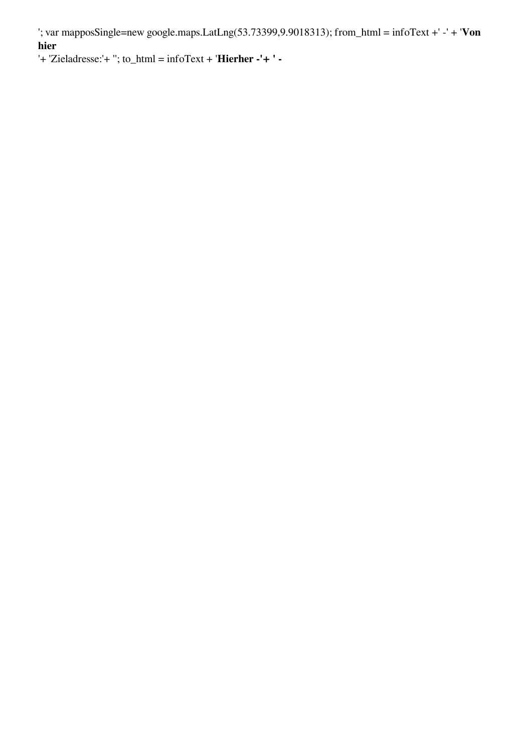'; var mapposSingle=new google.maps.LatLng(53.73399,9.9018313); from_html = infoText +' -' + '**Von hier**

'+ 'Zieladresse:'+ ''; to_html = infoText + '**Hierher -'+ ' -**